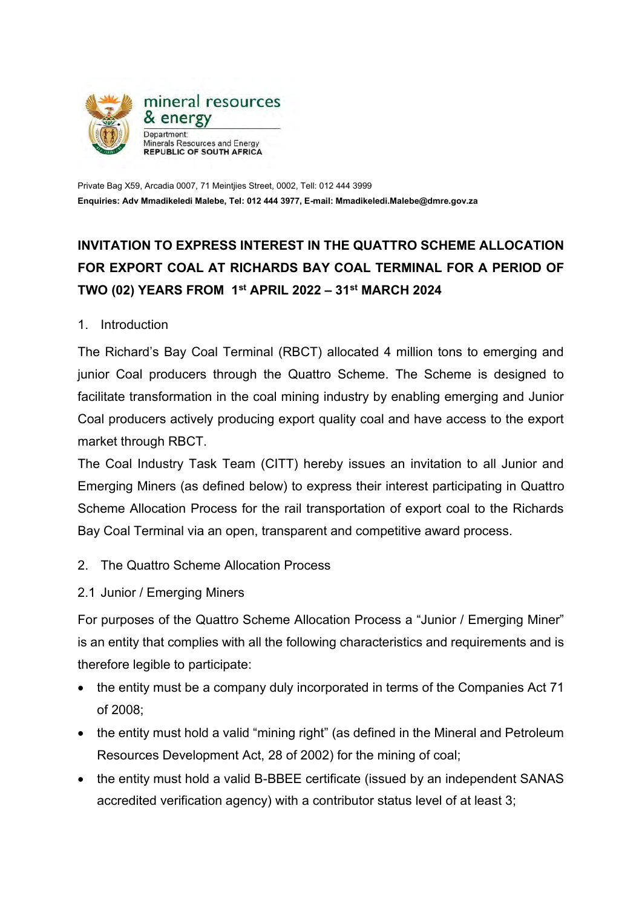mineral resources & energy

Department:
Minerals Resources and Energy
**REPUBLIC OF SOUTH AFRICA**

Private Bag X59, Arcadia 0007, 71 Meintjies Street, 0002, Tel: 012 444 3999
**Enquiries: Adv Mmadikeledi Malebe, Tel: 012 444 3977, E-mail: Mmadikeledi.Malebe@dmre.gov.za**

# INVITATION TO EXPRESS INTEREST IN THE QUATTRO SCHEME ALLOCATION FOR EXPORT COAL AT RICHARDS BAY COAL TERMINAL FOR A PERIOD OF TWO (02) YEARS FROM 1st APRIL 2022 – 31st MARCH 2024

1. Introduction

The Richard's Bay Coal Terminal (RBCT) allocated 4 million tons to emerging and junior Coal producers through the Quattro Scheme. The Scheme is designed to facilitate transformation in the coal mining industry by enabling emerging and Junior Coal producers actively producing export quality coal and have access to the export market through RBCT.

The Coal Industry Task Team (CITT) hereby issues an invitation to all Junior and Emerging Miners (as defined below) to express their interest participating in Quattro Scheme Allocation Process for the rail transportation of export coal to the Richards Bay Coal Terminal via an open, transparent and competitive award process.

2. The Quattro Scheme Allocation Process

2.1 Junior / Emerging Miners

For purposes of the Quattro Scheme Allocation Process a "Junior / Emerging Miner" is an entity that complies with all the following characteristics and requirements and is therefore legible to participate:

- the entity must be a company duly incorporated in terms of the Companies Act 71 of 2008;
- the entity must hold a valid "mining right" (as defined in the Mineral and Petroleum Resources Development Act, 28 of 2002) for the mining of coal;
- the entity must hold a valid B-BBEE certificate (issued by an independent SANAS accredited verification agency) with a contributor status level of at least 3;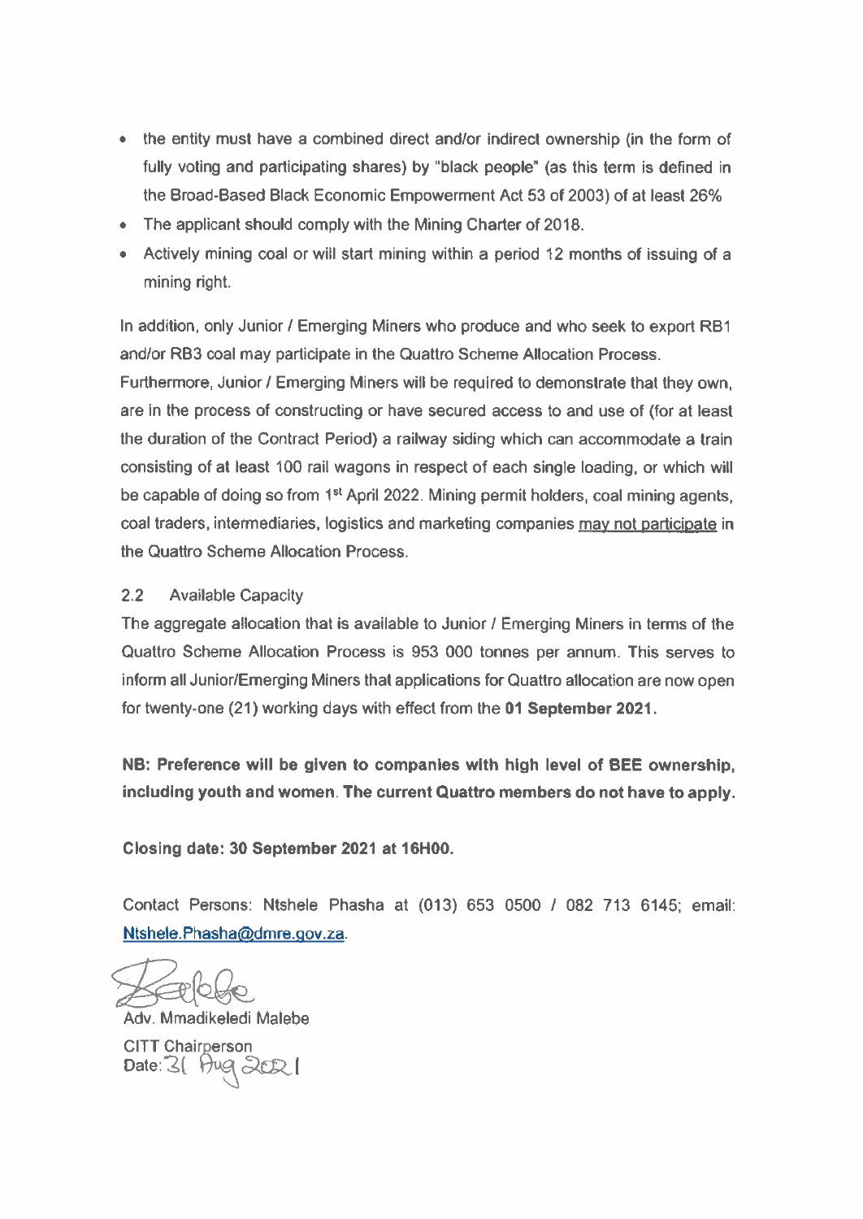- the entity must have a combined direct and/or indirect ownership (in the form of fully voting and participating shares) by "black people" (as this term is defined in the Broad-Based Black Economic Empowerment Act 53 of 2003) of at least 26%
- The applicant should comply with the Mining Charter of 2018.
- Actively mining coal or will start mining within a period 12 months of issuing of a mining right.

In addition, only Junior / Emerging Miners who produce and who seek to export RB1 and/or RB3 coal may participate in the Quattro Scheme Allocation Process.
Furthermore, Junior / Emerging Miners will be required to demonstrate that they own, are in the process of constructing or have secured access to and use of (for at least the duration of the Contract Period) a railway siding which can accommodate a train consisting of at least 100 rail wagons in respect of each single loading, or which will be capable of doing so from 1st April 2022. Mining permit holders, coal mining agents, coal traders, intermediaries, logistics and marketing companies may not participate in the Quattro Scheme Allocation Process.

2.2 Available Capacity

The aggregate allocation that is available to Junior / Emerging Miners in terms of the Quattro Scheme Allocation Process is 953 000 tonnes per annum. This serves to inform all Junior/Emerging Miners that applications for Quattro allocation are now open for twenty-one (21) working days with effect from the **01 September 2021**.

**NB: Preference will be given to companies with high level of BEE ownership, including youth and women. The current Quattro members do not have to apply.**

**Closing date: 30 September 2021 at 16H00.**

Contact Persons: Ntshele Phasha at (013) 653 0500 / 082 713 6145; email: Ntshele.Phasha@dmre.gov.za.

Adv. Mmadikeledi Malebe

CITT Chairperson

Date: 31 Aug 2021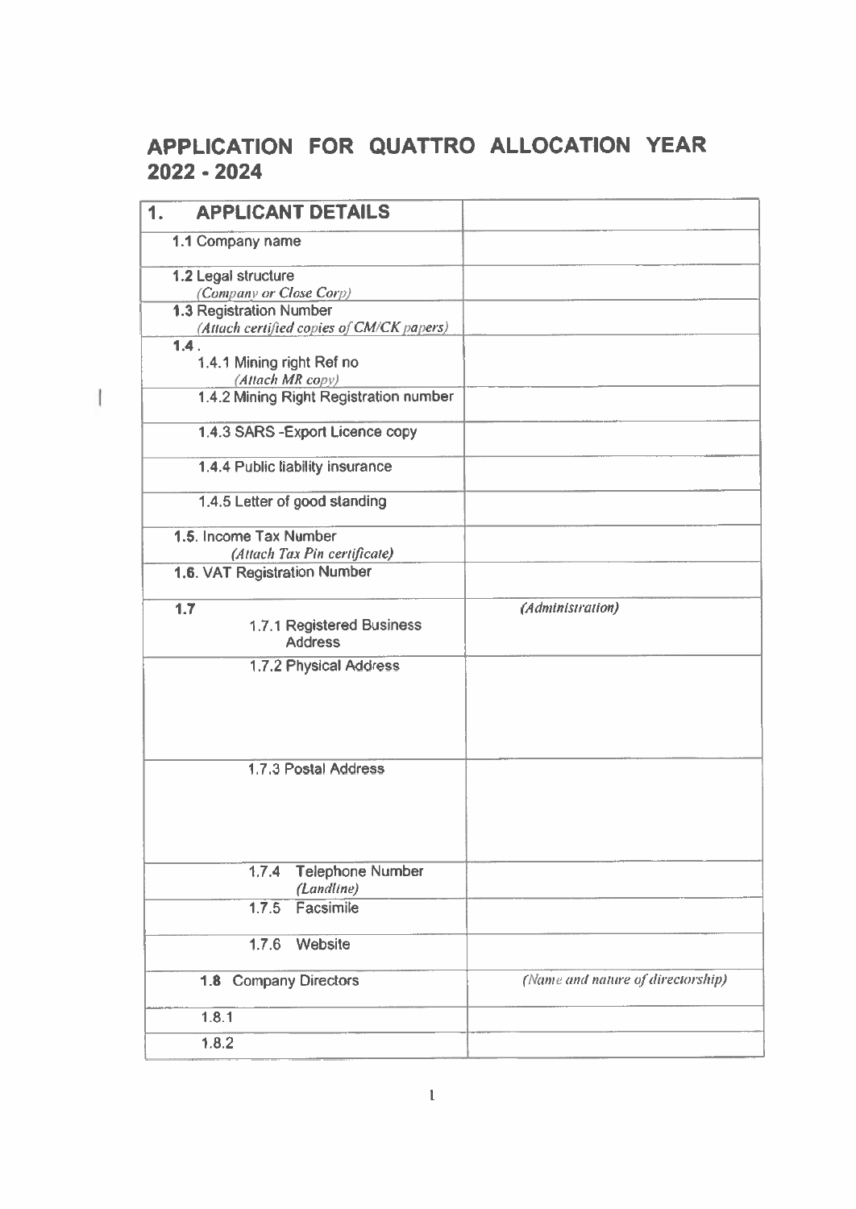# APPLICATION FOR QUATTRO ALLOCATION YEAR 2022 - 2024

| **1. APPLICANT DETAILS** | |
|---|---|
| 1.1 Company name | |
| 1.2 Legal structure *(Company or Close Corp)* | |
| 1.3 Registration Number *(Attach certified copies of CM/CK papers)* | |
| 1.4. 1.4.1 Mining right Ref no *(Attach MR copy)* | |
| 1.4.2 Mining Right Registration number | |
| 1.4.3 SARS -Export Licence copy | |
| 1.4.4 Public liability insurance | |
| 1.4.5 Letter of good standing | |
| 1.5. Income Tax Number *(Attach Tax Pin certificate)* | |
| 1.6. VAT Registration Number | |
| 1.7 1.7.1 Registered Business Address | *(Administration)* |
| 1.7.2 Physical Address | |
| 1.7.3 Postal Address | |
| 1.7.4 Telephone Number *(Landline)* | |
| 1.7.5 Facsimile | |
| 1.7.6 Website | |
| 1.8 Company Directors | *(Name and nature of directorship)* |
| 1.8.1 | |
| 1.8.2 | |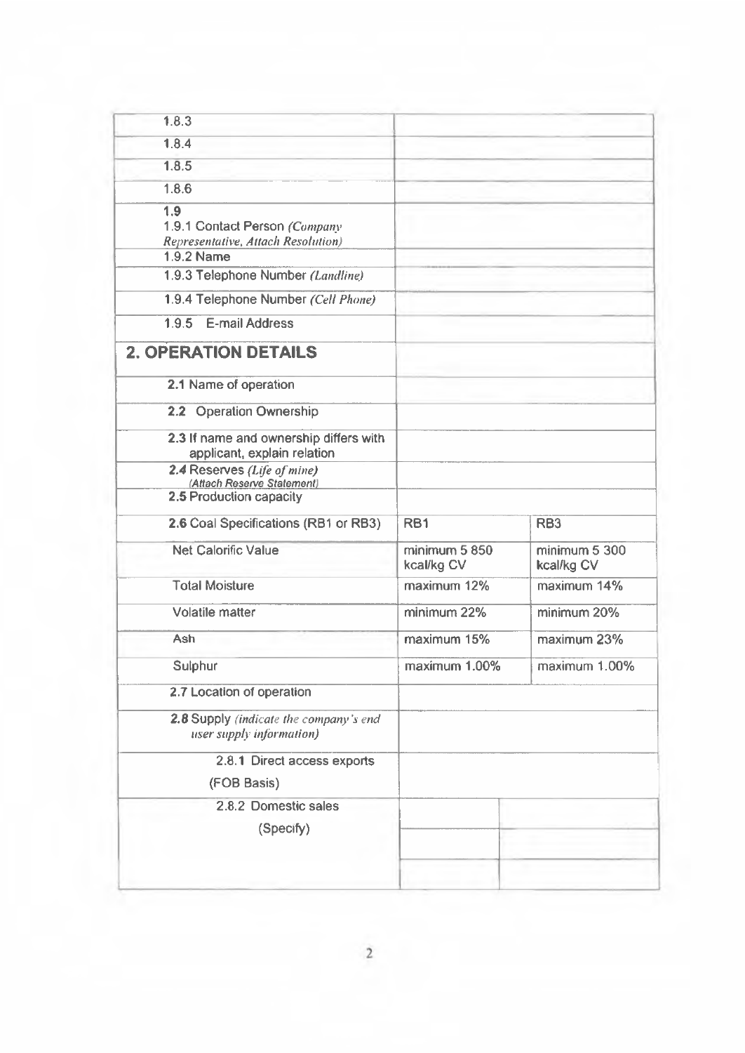| | | |
|---|---|---|
| 1.8.3 | | |
| 1.8.4 | | |
| 1.8.5 | | |
| 1.8.6 | | |
| 1.9<br>1.9.1 Contact Person *(Company Representative, Attach Resolution)* | | |
| 1.9.2 Name | | |
| 1.9.3 Telephone Number *(Landline)* | | |
| 1.9.4 Telephone Number *(Cell Phone)* | | |
| 1.9.5 E-mail Address | | |
| **2. OPERATION DETAILS** | | |
| 2.1 Name of operation | | |
| 2.2 Operation Ownership | | |
| 2.3 If name and ownership differs with applicant, explain relation | | |
| 2.4 Reserves *(Life of mine)* *(Attach Reserve Statement)* | | |
| 2.5 Production capacity | | |
| 2.6 Coal Specifications (RB1 or RB3) | RB1 | RB3 |
| Net Calorific Value | minimum 5 850 kcal/kg CV | minimum 5 300 kcal/kg CV |
| Total Moisture | maximum 12% | maximum 14% |
| Volatile matter | minimum 22% | minimum 20% |
| Ash | maximum 15% | maximum 23% |
| Sulphur | maximum 1.00% | maximum 1.00% |
| 2.7 Location of operation | | |
| 2.8 Supply *(indicate the company's end user supply information)* | | |
| 2.8.1 Direct access exports<br>(FOB Basis) | | |
| 2.8.2 Domestic sales<br>(Specify) | | |
| | | |
| | | |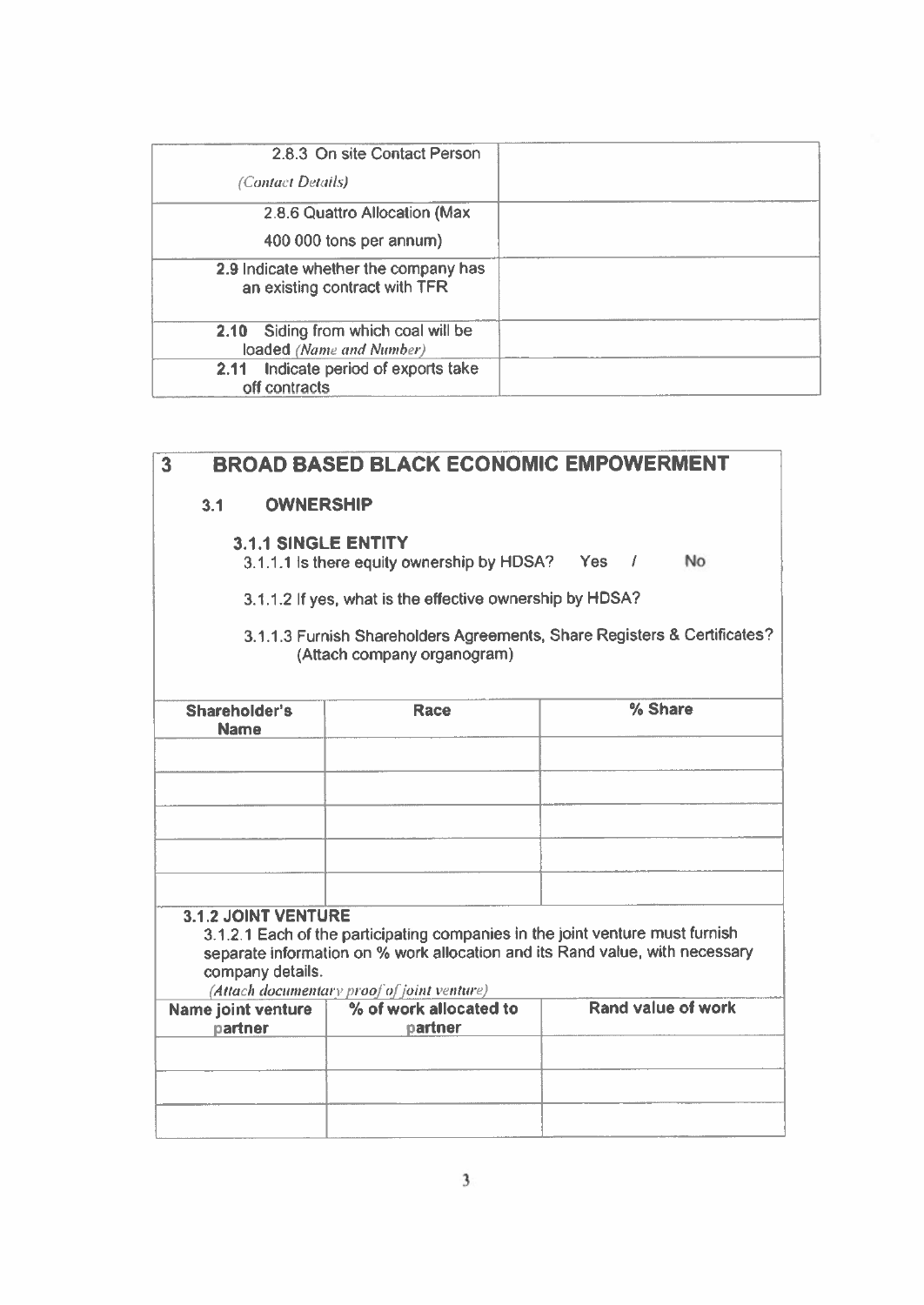| 2.8.3 On site Contact Person *(Contact Details)* | |
|---|---|
| 2.8.6 Quattro Allocation (Max 400 000 tons per annum) | |
| **2.9** Indicate whether the company has an existing contract with TFR | |
| **2.10** Siding from which coal will be loaded *(Name and Number)* | |
| **2.11** Indicate period of exports take off contracts | |

# 3 BROAD BASED BLACK ECONOMIC EMPOWERMENT

## 3.1 OWNERSHIP

### 3.1.1 SINGLE ENTITY

3.1.1.1 Is there equity ownership by HDSA? Yes / No

3.1.1.2 If yes, what is the effective ownership by HDSA?

3.1.1.3 Furnish Shareholders Agreements, Share Registers & Certificates? (Attach company organogram)

| Shareholder's Name | Race | % Share |
|---|---|---|
| | | |
| | | |
| | | |
| | | |
| | | |

### 3.1.2 JOINT VENTURE

3.1.2.1 Each of the participating companies in the joint venture must furnish separate information on % work allocation and its Rand value, with necessary company details.

*(Attach documentary proof of joint venture)*

| Name joint venture partner | % of work allocated to partner | Rand value of work |
|---|---|---|
| | | |
| | | |
| | | |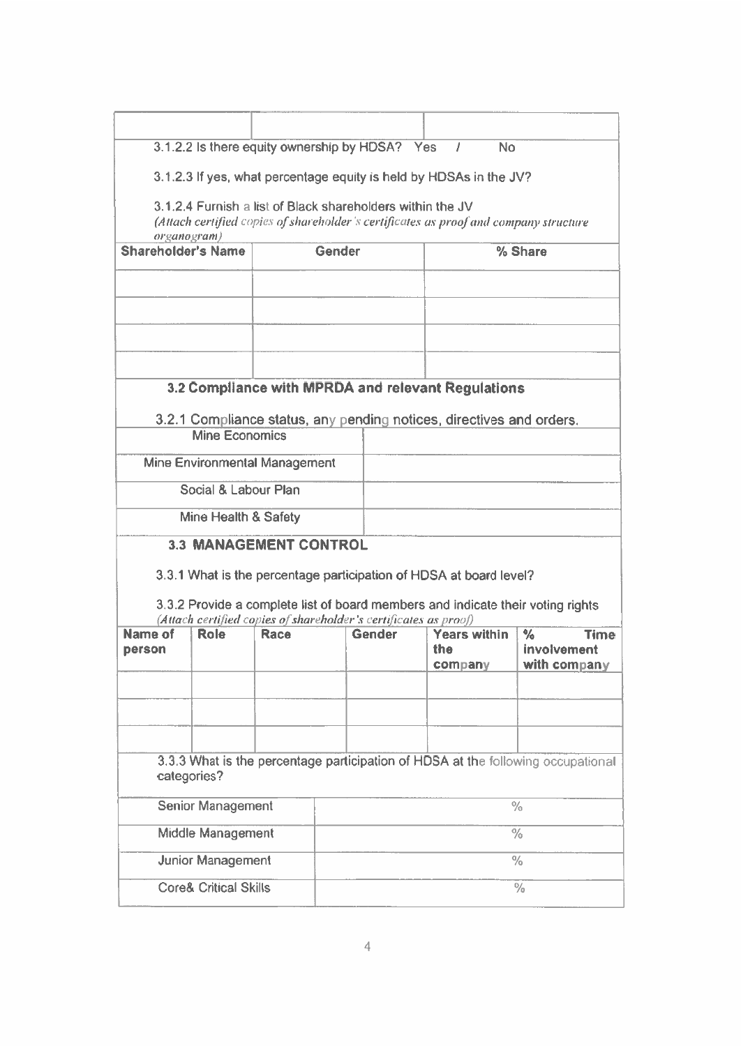| | | |
|---|---|---|
| | | |

3.1.2.2 Is there equity ownership by HDSA? Yes / No

3.1.2.3 If yes, what percentage equity is held by HDSAs in the JV?

3.1.2.4 Furnish a list of Black shareholders within the JV
*(Attach certified copies of shareholder's certificates as proof and company structure organogram)*

| Shareholder's Name | Gender | % Share |
|---|---|---|
| | | |
| | | |
| | | |
| | | |

### 3.2 Compliance with MPRDA and relevant Regulations

3.2.1 Compliance status, any pending notices, directives and orders.

| | |
|---|---|
| Mine Economics | |
| Mine Environmental Management | |
| Social & Labour Plan | |
| Mine Health & Safety | |

### 3.3 MANAGEMENT CONTROL

3.3.1 What is the percentage participation of HDSA at board level?

3.3.2 Provide a complete list of board members and indicate their voting rights
*(Attach certified copies of shareholder's certificates as proof)*

| Name of person | Role | Race | Gender | Years within the company | % Time involvement with company |
|---|---|---|---|---|---|
| | | | | | |
| | | | | | |
| | | | | | |

3.3.3 What is the percentage participation of HDSA at the following occupational categories?

| | |
|---|---|
| Senior Management | % |
| Middle Management | % |
| Junior Management | % |
| Core& Critical Skills | % |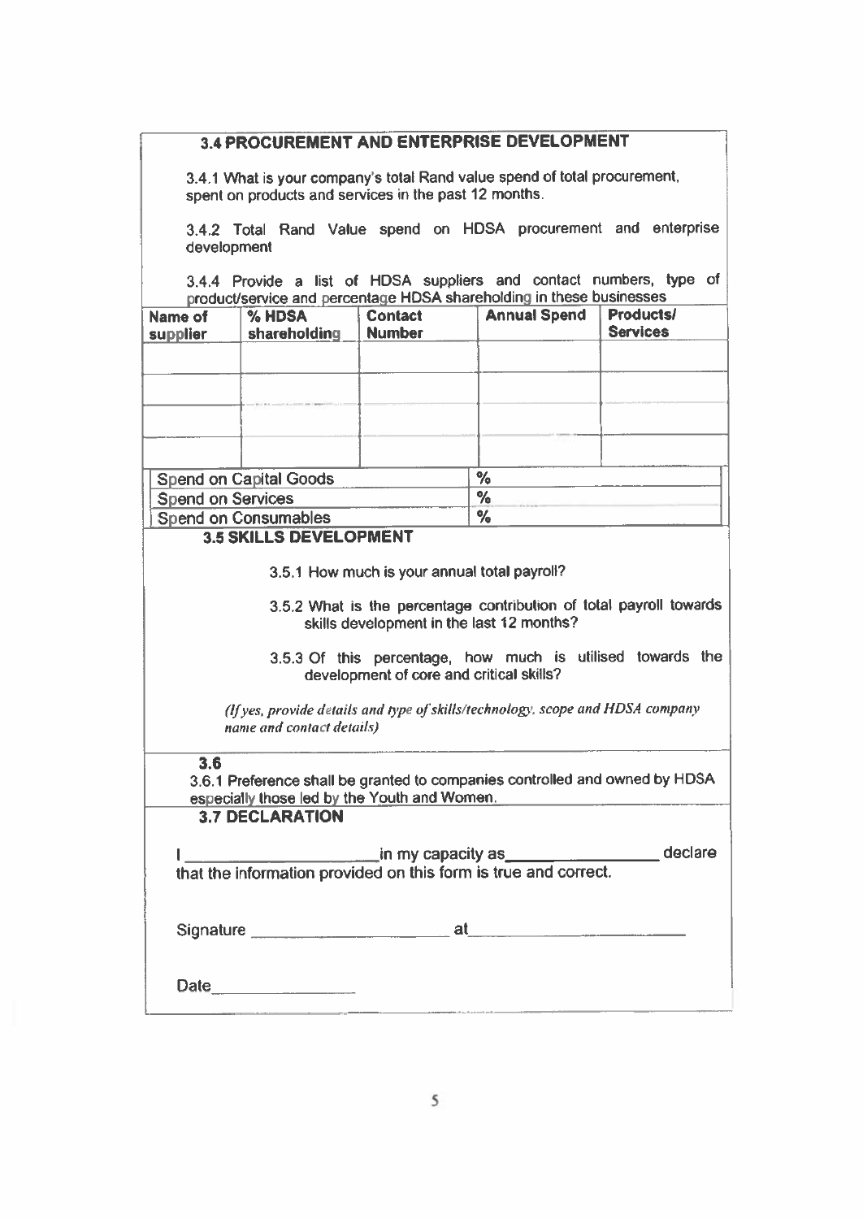### 3.4 PROCUREMENT AND ENTERPRISE DEVELOPMENT

3.4.1 What is your company's total Rand value spend of total procurement, spent on products and services in the past 12 months.

3.4.2 Total Rand Value spend on HDSA procurement and enterprise development

3.4.4 Provide a list of HDSA suppliers and contact numbers, type of product/service and percentage HDSA shareholding in these businesses

| Name of supplier | % HDSA shareholding | Contact Number | Annual Spend | Products/ Services |
|---|---|---|---|---|
| | | | | |
| | | | | |
| | | | | |
| | | | | |

| | |
|---|---|
| Spend on Capital Goods | % |
| Spend on Services | % |
| Spend on Consumables | % |

### 3.5 SKILLS DEVELOPMENT

3.5.1 How much is your annual total payroll?

3.5.2 What is the percentage contribution of total payroll towards skills development in the last 12 months?

3.5.3 Of this percentage, how much is utilised towards the development of core and critical skills?

*(If yes, provide details and type of skills/technology, scope and HDSA company name and contact details)*

### 3.6

3.6.1 Preference shall be granted to companies controlled and owned by HDSA especially those led by the Youth and Women.

### 3.7 DECLARATION

I \_\_\_\_\_\_\_\_\_\_\_\_\_\_\_\_\_\_\_\_\_\_in my capacity as\_\_\_\_\_\_\_\_\_\_\_\_\_\_\_\_\_ declare that the information provided on this form is true and correct.

Signature \_\_\_\_\_\_\_\_\_\_\_\_\_\_\_\_\_\_\_\_\_\_ at\_\_\_\_\_\_\_\_\_\_\_\_\_\_\_\_\_\_\_\_\_\_\_\_

Date\_\_\_\_\_\_\_\_\_\_\_\_\_\_\_\_